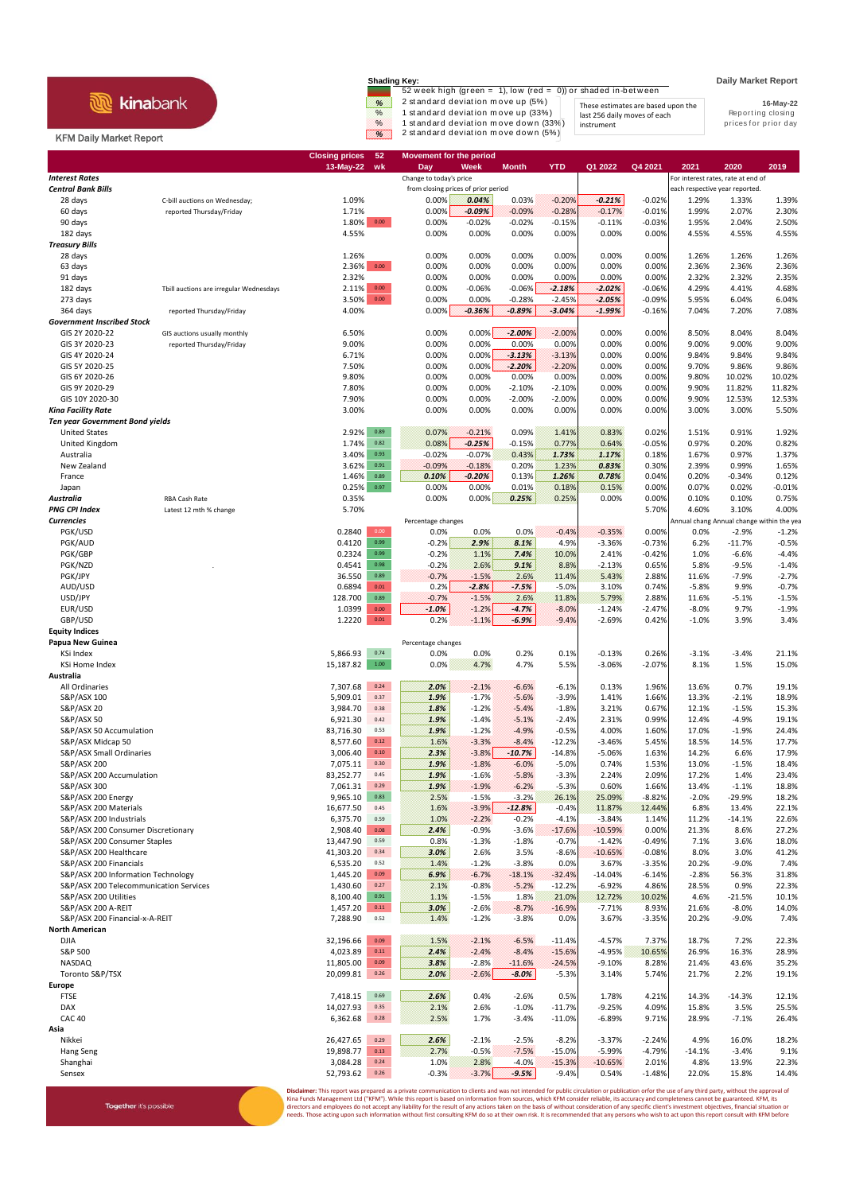kinabank

KFM Daily Market Report

**Shading Key:**

52 week high (green = 1), low (red = 0)) or shaded in-between

% 2 standard deviation move up (5%)
% 1 standard deviation move up (33%)
% 1 standard deviation move down (33%)
% 2 standard deviation move down (5%)

These estimates are based upon the last 256 daily moves of each instrument

Daily Market Report

16-May-22

Reporting closing prices for prior day

| | | Closing prices 13-May-22 | 52 wk | Day | Week | Month | YTD | Q1 2022 | Q4 2021 | 2021 | 2020 | 2019 |
|---|---|---|---|---|---|---|---|---|---|---|---|---|
| ***Interest Rates*** | | | | Change to today's price | | | | | | For interest rates, rate at end of | | |
| ***Central Bank Bills*** | | | | from closing prices of prior period | | | | | | each respective year reported. | | |
| 28 days | C-bill auctions on Wednesday; | 1.09% | | 0.00% | 0.04% | 0.03% | -0.20% | -0.21% | -0.02% | 1.29% | 1.33% | 1.39% |
| 60 days | reported Thursday/Friday | 1.71% | | 0.00% | -0.09% | -0.09% | -0.28% | -0.17% | -0.01% | 1.99% | 2.07% | 2.30% |
| 90 days | | 1.80% | 0.00 | 0.00% | -0.02% | -0.02% | -0.15% | -0.11% | -0.03% | 1.95% | 2.04% | 2.50% |
| 182 days | | 4.55% | | 0.00% | 0.00% | 0.00% | 0.00% | 0.00% | 0.00% | 4.55% | 4.55% | 4.55% |
| ***Treasury Bills*** | | | | | | | | | | | | |
| 28 days | | 1.26% | | 0.00% | 0.00% | 0.00% | 0.00% | 0.00% | 0.00% | 1.26% | 1.26% | 1.26% |
| 63 days | | 2.36% | 0.00 | 0.00% | 0.00% | 0.00% | 0.00% | 0.00% | 0.00% | 2.36% | 2.36% | 2.36% |
| 91 days | | 2.32% | | 0.00% | 0.00% | 0.00% | 0.00% | 0.00% | 0.00% | 2.32% | 2.32% | 2.35% |
| 182 days | Tbill auctions are irregular Wednesdays | 2.11% | 0.00 | 0.00% | -0.06% | -0.06% | -2.18% | -2.02% | -0.06% | 4.29% | 4.41% | 4.68% |
| 273 days | | 3.50% | 0.00 | 0.00% | 0.00% | -0.28% | -2.45% | -2.05% | -0.09% | 5.95% | 6.04% | 6.04% |
| 364 days | reported Thursday/Friday | 4.00% | | 0.00% | -0.36% | -0.89% | -3.04% | -1.99% | -0.16% | 7.04% | 7.20% | 7.08% |
| ***Government Inscribed Stock*** | | | | | | | | | | | | |
| GIS 2Y 2020-22 | GIS auctions usually monthly | 6.50% | | 0.00% | 0.00% | -2.00% | -2.00% | 0.00% | 0.00% | 8.50% | 8.04% | 8.04% |
| GIS 3Y 2020-23 | reported Thursday/Friday | 9.00% | | 0.00% | 0.00% | 0.00% | 0.00% | 0.00% | 0.00% | 9.00% | 9.00% | 9.00% |
| GIS 4Y 2020-24 | | 6.71% | | 0.00% | 0.00% | -3.13% | -3.13% | 0.00% | 0.00% | 9.84% | 9.84% | 9.84% |
| GIS 5Y 2020-25 | | 7.50% | | 0.00% | 0.00% | -2.20% | -2.20% | 0.00% | 0.00% | 9.70% | 9.86% | 9.86% |
| GIS 6Y 2020-26 | | 9.80% | | 0.00% | 0.00% | 0.00% | 0.00% | 0.00% | 0.00% | 9.80% | 10.02% | 10.02% |
| GIS 9Y 2020-29 | | 7.80% | | 0.00% | 0.00% | -2.10% | -2.10% | 0.00% | 0.00% | 9.90% | 11.82% | 11.82% |
| GIS 10Y 2020-30 | | 7.90% | | 0.00% | 0.00% | -2.00% | -2.00% | 0.00% | 0.00% | 9.90% | 12.53% | 12.53% |
| ***Kina Facility Rate*** | | 3.00% | | 0.00% | 0.00% | 0.00% | 0.00% | 0.00% | 0.00% | 3.00% | 3.00% | 5.50% |
| ***Ten year Government Bond yields*** | | | | | | | | | | | | |
| United States | | 2.92% | 0.89 | 0.07% | -0.21% | 0.09% | 1.41% | 0.83% | 0.02% | 1.51% | 0.91% | 1.92% |
| United Kingdom | | 1.74% | 0.82 | 0.08% | -0.25% | -0.15% | 0.77% | 0.64% | -0.05% | 0.97% | 0.20% | 0.82% |
| Australia | | 3.40% | 0.93 | -0.02% | -0.07% | 0.43% | 1.73% | 1.17% | 0.18% | 1.67% | 0.97% | 1.37% |
| New Zealand | | 3.62% | 0.91 | -0.09% | -0.18% | 0.20% | 1.23% | 0.83% | 0.30% | 2.39% | 0.99% | 1.65% |
| France | | 1.46% | 0.89 | 0.10% | -0.20% | 0.13% | 1.26% | 0.78% | 0.04% | 0.20% | -0.34% | 0.12% |
| Japan | | 0.25% | 0.97 | 0.00% | 0.00% | 0.01% | 0.18% | 0.15% | 0.00% | 0.07% | 0.02% | -0.01% |
| ***Australia*** | RBA Cash Rate | 0.35% | | 0.00% | 0.00% | 0.25% | 0.25% | 0.00% | 0.00% | 0.10% | 0.10% | 0.75% |
| ***PNG CPI Index*** | Latest 12 mth % change | 5.70% | | | | | | | 5.70% | 4.60% | 3.10% | 4.00% |
| ***Currencies*** | | | | Percentage changes | | | | | | Annual chang | Annual change within the yea | |
| PGK/USD | | 0.2840 | 0.00 | 0.0% | 0.0% | 0.0% | -0.4% | -0.35% | 0.00% | 0.0% | -2.9% | -1.2% |
| PGK/AUD | | 0.4120 | 0.99 | -0.2% | 2.9% | 8.1% | 4.9% | -3.36% | -0.73% | 6.2% | -11.7% | -0.5% |
| PGK/GBP | | 0.2324 | 0.99 | -0.2% | 1.1% | 7.4% | 10.0% | 2.41% | -0.42% | 1.0% | -6.6% | -4.4% |
| PGK/NZD | | 0.4541 | 0.98 | -0.2% | 2.6% | 9.1% | 8.8% | -2.13% | 0.65% | 5.8% | -9.5% | -1.4% |
| PGK/JPY | | 36.550 | 0.89 | -0.7% | -1.5% | 2.6% | 11.4% | 5.43% | 2.88% | 11.6% | -7.9% | -2.7% |
| AUD/USD | | 0.6894 | 0.01 | 0.2% | -2.8% | -7.5% | -5.0% | 3.10% | 0.74% | -5.8% | 9.9% | -0.7% |
| USD/JPY | | 128.700 | 0.89 | -0.7% | -1.5% | 2.6% | 11.8% | 5.79% | 2.88% | 11.6% | -5.1% | -1.5% |
| EUR/USD | | 1.0399 | 0.00 | -1.0% | -1.2% | -4.7% | -8.0% | -1.24% | -2.47% | -8.0% | 9.7% | -1.9% |
| GBP/USD | | 1.2220 | 0.01 | 0.2% | -1.1% | -6.9% | -9.4% | -2.69% | 0.42% | -1.0% | 3.9% | 3.4% |
| ***Equity Indices*** | | | | | | | | | | | | |
| **Papua New Guinea** | | | | Percentage changes | | | | | | | | |
| KSi Index | | 5,866.93 | 0.74 | 0.0% | 0.0% | 0.2% | 0.1% | -0.13% | 0.26% | -3.1% | -3.4% | 21.1% |
| KSi Home Index | | 15,187.82 | 1.00 | 0.0% | 4.7% | 4.7% | 5.5% | -3.06% | -2.07% | 8.1% | 1.5% | 15.0% |
| **Australia** | | | | | | | | | | | | |
| All Ordinaries | | 7,307.68 | 0.24 | 2.0% | -2.1% | -6.6% | -6.1% | 0.13% | 1.96% | 13.6% | 0.7% | 19.1% |
| S&P/ASX 100 | | 5,909.01 | 0.37 | 1.9% | -1.7% | -5.6% | -3.9% | 1.41% | 1.66% | 13.3% | -2.1% | 18.9% |
| S&P/ASX 20 | | 3,984.70 | 0.38 | 1.8% | -1.2% | -5.4% | -1.8% | 3.21% | 0.67% | 12.1% | -1.5% | 15.3% |
| S&P/ASX 50 | | 6,921.30 | 0.42 | 1.9% | -1.4% | -5.1% | -2.4% | 2.31% | 0.99% | 12.4% | -4.9% | 19.1% |
| S&P/ASX 50 Accumulation | | 83,716.30 | 0.53 | 1.9% | -1.2% | -4.9% | -0.5% | 4.00% | 1.60% | 17.0% | -1.9% | 24.4% |
| S&P/ASX Midcap 50 | | 8,577.60 | 0.12 | 1.6% | -3.3% | -8.4% | -12.2% | -3.46% | 5.45% | 18.5% | 14.5% | 17.7% |
| S&P/ASX Small Ordinaries | | 3,006.40 | 0.10 | 2.3% | -3.8% | -10.7% | -14.8% | -5.06% | 1.63% | 14.2% | 6.6% | 17.9% |
| S&P/ASX 200 | | 7,075.11 | 0.30 | 1.9% | -1.8% | -6.0% | -5.0% | 0.74% | 1.53% | 13.0% | -1.5% | 18.4% |
| S&P/ASX 200 Accumulation | | 83,252.77 | 0.45 | 1.9% | -1.6% | -5.8% | -3.3% | 2.24% | 2.09% | 17.2% | 1.4% | 23.4% |
| S&P/ASX 300 | | 7,061.31 | 0.29 | 1.9% | -1.9% | -6.2% | -5.3% | 0.60% | 1.66% | 13.4% | -1.1% | 18.8% |
| S&P/ASX 200 Energy | | 9,965.10 | 0.83 | 2.5% | -1.5% | -3.2% | 26.1% | 25.09% | -8.82% | -2.0% | -29.9% | 18.2% |
| S&P/ASX 200 Materials | | 16,677.50 | 0.45 | 1.6% | -3.9% | -12.8% | -0.4% | 11.87% | 12.44% | 6.8% | 13.4% | 22.1% |
| S&P/ASX 200 Industrials | | 6,375.70 | 0.59 | 1.0% | -2.2% | -0.2% | -4.1% | -3.84% | 1.14% | 11.2% | -14.1% | 22.6% |
| S&P/ASX 200 Consumer Discretionary | | 2,908.40 | 0.08 | 2.4% | -0.9% | -3.6% | -17.6% | -10.59% | 0.00% | 21.3% | 8.6% | 27.2% |
| S&P/ASX 200 Consumer Staples | | 13,447.90 | 0.59 | 0.8% | -1.3% | -1.8% | -0.7% | -1.42% | -0.49% | 7.1% | 3.6% | 18.0% |
| S&P/ASX 200 Healthcare | | 41,303.20 | 0.34 | 3.0% | 2.6% | 3.5% | -8.6% | -10.65% | -0.08% | 8.0% | 3.0% | 41.2% |
| S&P/ASX 200 Financials | | 6,535.20 | 0.52 | 1.4% | -1.2% | -3.8% | 0.0% | 3.67% | -3.35% | 20.2% | -9.0% | 7.4% |
| S&P/ASX 200 Information Technology | | 1,445.20 | 0.09 | 6.9% | -6.7% | -18.1% | -32.4% | -14.04% | -6.14% | -2.8% | 56.3% | 31.8% |
| S&P/ASX 200 Telecommunication Services | | 1,430.60 | 0.27 | 2.1% | -0.8% | -5.2% | -12.2% | -6.92% | 4.86% | 28.5% | 0.9% | 22.3% |
| S&P/ASX 200 Utilities | | 8,100.40 | 0.91 | 1.1% | -1.5% | 1.8% | 21.0% | 12.72% | 10.02% | 4.6% | -21.5% | 10.1% |
| S&P/ASX 200 A-REIT | | 1,457.20 | 0.11 | 3.0% | -2.6% | -8.7% | -16.9% | -7.71% | 8.93% | 21.6% | -8.0% | 14.0% |
| S&P/ASX 200 Financial-x-A-REIT | | 7,288.90 | 0.52 | 1.4% | -1.2% | -3.8% | 0.0% | 3.67% | -3.35% | 20.2% | -9.0% | 7.4% |
| **North American** | | | | | | | | | | | | |
| DJIA | | 32,196.66 | 0.09 | 1.5% | -2.1% | -6.5% | -11.4% | -4.57% | 7.37% | 18.7% | 7.2% | 22.3% |
| S&P 500 | | 4,023.89 | 0.11 | 2.4% | -2.4% | -8.4% | -15.6% | -4.95% | 10.65% | 26.9% | 16.3% | 28.9% |
| NASDAQ | | 11,805.00 | 0.09 | 3.8% | -2.8% | -11.6% | -24.5% | -9.10% | 8.28% | 21.4% | 43.6% | 35.2% |
| Toronto S&P/TSX | | 20,099.81 | 0.26 | 2.0% | -2.6% | -8.0% | -5.3% | 3.14% | 5.74% | 21.7% | 2.2% | 19.1% |
| **Europe** | | | | | | | | | | | | |
| FTSE | | 7,418.15 | 0.69 | 2.6% | 0.4% | -2.6% | 0.5% | 1.78% | 4.21% | 14.3% | -14.3% | 12.1% |
| DAX | | 14,027.93 | 0.35 | 2.1% | 2.6% | -1.0% | -11.7% | -9.25% | 4.09% | 15.8% | 3.5% | 25.5% |
| CAC 40 | | 6,362.68 | 0.28 | 2.5% | 1.7% | -3.4% | -11.0% | -6.89% | 9.71% | 28.9% | -7.1% | 26.4% |
| **Asia** | | | | | | | | | | | | |
| Nikkei | | 26,427.65 | 0.29 | 2.6% | -2.1% | -2.5% | -8.2% | -3.37% | -2.24% | 4.9% | 16.0% | 18.2% |
| Hang Seng | | 19,898.77 | 0.13 | 2.7% | -0.5% | -7.5% | -15.0% | -5.99% | -4.79% | -14.1% | -3.4% | 9.1% |
| Shanghai | | 3,084.28 | 0.24 | 1.0% | 2.8% | -4.0% | -15.3% | -10.65% | 2.01% | 4.8% | 13.9% | 22.3% |
| Sensex | | 52,793.62 | 0.26 | -0.3% | -3.7% | -9.5% | -9.4% | 0.54% | -1.48% | 22.0% | 15.8% | 14.4% |

Together it's possible

**Disclaimer:** This report was prepared as a private communication to clients and was not intended for public circulation or publication orfor the use of any third party, without the approval of Kina Funds Management Ltd ("KFM"). While this report is based on information from sources, which KFM consider reliable, its accuracy and completeness cannot be guaranteed. KFM, its directors and employees do not accept any liability for the result of any actions taken on the basis of information without first consideration of any specific client's investment objectives, financial situation or needs. Those acting upon such information without first consulting KFM do so at their own risk. It is recommended that any persons who wish to act upon this report consult with KFM before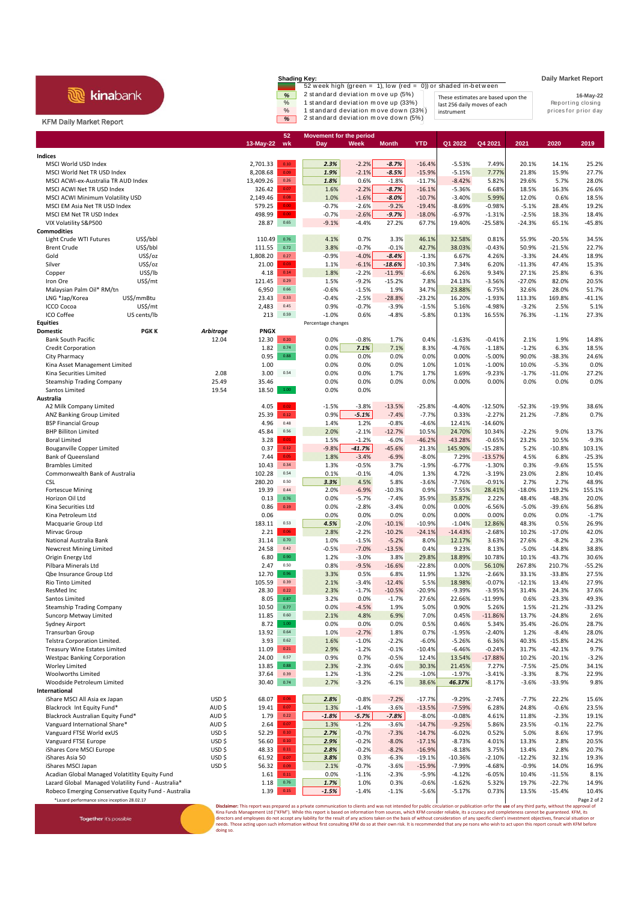**kinabank**

KFM Daily Market Report

**Shading Key:**

52 week high (green = 1), low (red = 0)) or shaded in-between

- % 2 standard deviation move up (5%)
- % 1 standard deviation move up (33%)
- % 1 standard deviation move down (33%)
- % 2 standard deviation move down (5%)

These estimates are based upon the last 256 daily moves of each instrument

**Daily Market Report**

**16-May-22**

Reporting closing prices for prior day

| | | | 13-May-22 | 52 wk | Day | Week | Month | YTD | Q1 2022 | Q4 2021 | 2021 | 2020 | 2019 |
|---|---|---|---|---|---|---|---|---|---|---|---|---|---|
| | | | | | Movement for the period | | | | | | | | |
| **Indices** | | | | | | | | | | | | | |
| MSCI World USD Index | | | 2,701.33 | 0.10 | 2.3% | -2.2% | -8.7% | -16.4% | -5.53% | 7.49% | 20.1% | 14.1% | 25.2% |
| MSCI World Net TR USD Index | | | 8,208.68 | 0.09 | 1.9% | -2.1% | -8.5% | -15.9% | -5.15% | 7.77% | 21.8% | 15.9% | 27.7% |
| MSCI ACWI-ex-Australia TR AUD Index | | | 13,409.26 | 0.26 | 1.8% | 0.6% | -1.8% | -11.7% | -8.42% | 5.82% | 29.6% | 5.7% | 28.0% |
| MSCI ACWI Net TR USD Index | | | 326.42 | 0.07 | 1.6% | -2.2% | -8.7% | -16.1% | -5.36% | 6.68% | 18.5% | 16.3% | 26.6% |
| MSCI ACWI Minimum Volatility USD | | | 2,149.46 | 0.08 | 1.0% | -1.6% | -8.0% | -10.7% | -3.40% | 5.99% | 12.0% | 0.6% | 18.5% |
| MSCI EM Asia Net TR USD Index | | | 579.25 | 0.00 | -0.7% | -2.6% | -9.2% | -19.4% | -8.69% | -0.98% | -5.1% | 28.4% | 19.2% |
| MSCI EM Net TR USD Index | | | 498.99 | 0.00 | -0.7% | -2.6% | -9.7% | -18.0% | -6.97% | -1.31% | -2.5% | 18.3% | 18.4% |
| VIX Volatility S&P500 | | | 28.87 | 0.65 | -9.1% | -4.4% | 27.2% | 67.7% | 19.40% | -25.58% | -24.3% | 65.1% | -45.8% |
| **Commodities** | | | | | | | | | | | | | |
| Light Crude WTI Futures | US$/bbl | | 110.49 | 0.76 | 4.1% | 0.7% | 3.3% | 46.1% | 32.58% | 0.81% | 55.9% | -20.5% | 34.5% |
| Brent Crude | US$/bbl | | 111.55 | 0.72 | 3.8% | -0.7% | -0.1% | 42.7% | 38.03% | -0.43% | 50.9% | -21.5% | 22.7% |
| Gold | US$/oz | | 1,808.20 | 0.27 | -0.9% | -4.0% | -8.4% | -1.3% | 6.67% | 4.26% | -3.3% | 24.4% | 18.9% |
| Silver | US$/oz | | 21.00 | 0.03 | 1.1% | -6.1% | -18.6% | -10.3% | 7.34% | 6.20% | -11.3% | 47.4% | 15.3% |
| Copper | US$/lb | | 4.18 | 0.14 | 1.8% | -2.2% | -11.9% | -6.6% | 6.26% | 9.34% | 27.1% | 25.8% | 6.3% |
| Iron Ore | US$/mt | | 121.45 | 0.29 | 1.5% | -9.2% | -15.2% | 7.8% | 24.13% | -3.56% | -27.0% | 82.0% | 20.5% |
| Malaysian Palm Oil* RM/tn | | | 6,950 | 0.66 | -0.6% | -1.5% | 1.9% | 34.7% | 23.88% | 6.75% | 32.6% | 28.0% | 51.7% |
| LNG *Jap/Korea | US$/mmBtu | | 23.43 | 0.33 | -0.4% | -2.5% | -28.8% | -23.2% | 16.20% | -1.93% | 113.3% | 169.8% | -41.1% |
| ICCO Cocoa | US$/mt | | 2,483 | 0.45 | 0.9% | -0.7% | -3.9% | -1.5% | 5.16% | -4.98% | -3.2% | 2.5% | 5.1% |
| ICO Coffee | US cents/lb | | 213 | 0.59 | -1.0% | 0.6% | -4.8% | -5.8% | 0.13% | 16.55% | 76.3% | -1.1% | 27.3% |
| **Equities** | | | | | Percentage changes | | | | | | | | |
| **Domestic** | **PGK K** | **Arbitrage** | **PNGX** | | | | | | | | | | |
| Bank South Pacific | | 12.04 | 12.30 | 0.20 | 0.0% | -0.8% | 1.7% | 0.4% | -1.63% | -0.41% | 2.1% | 1.9% | 14.8% |
| Credit Corporation | | | 1.82 | 0.74 | 0.0% | 7.1% | 7.1% | 8.3% | -4.76% | -1.18% | -1.2% | 6.3% | 18.5% |
| City Pharmacy | | | 0.95 | 0.88 | 0.0% | 0.0% | 0.0% | 0.0% | 0.00% | -5.00% | 90.0% | -38.3% | 24.6% |
| Kina Asset Management Limited | | | 1.00 | | 0.0% | 0.0% | 0.0% | 1.0% | 1.01% | -1.00% | 10.0% | -5.3% | 0.0% |
| Kina Securities Limited | | 2.08 | 3.00 | 0.54 | 0.0% | 0.0% | 1.7% | 1.7% | 1.69% | -9.23% | -1.7% | -11.0% | 27.2% |
| Steamship Trading Company | | 25.49 | 35.46 | | 0.0% | 0.0% | 0.0% | 0.0% | 0.00% | 0.00% | 0.0% | 0.0% | 0.0% |
| Santos Limited | | 19.54 | 18.50 | 1.00 | 0.0% | 0.0% | | | | | | | |
| **Australia** | | | | | | | | | | | | | |
| A2 Milk Company Limited | | | 4.05 | 0.02 | -1.5% | -3.8% | -13.5% | -25.8% | -4.40% | -12.50% | -52.3% | -19.9% | 38.6% |
| ANZ Banking Group Limited | | | 25.39 | 0.12 | 0.9% | -5.1% | -7.4% | -7.7% | 0.33% | -2.27% | 21.2% | -7.8% | 0.7% |
| BSP Financial Group | | | 4.96 | 0.48 | 1.4% | 1.2% | -0.8% | -4.6% | 12.41% | -14.60% | | | |
| BHP Billiton Limited | | | 45.84 | 0.56 | 2.0% | -2.1% | -12.7% | 10.5% | 24.70% | 10.34% | -2.2% | 9.0% | 13.7% |
| Boral Limited | | | 3.28 | 0.01 | 1.5% | -1.2% | -6.0% | -46.2% | -43.28% | -0.65% | 23.2% | 10.5% | -9.3% |
| Bouganville Copper Limited | | | 0.37 | 0.12 | -9.8% | -41.7% | -45.6% | 21.3% | 145.90% | -15.28% | 5.2% | -10.8% | 103.1% |
| Bank of Queensland | | | 7.44 | 0.05 | 1.8% | -3.4% | -6.9% | -8.0% | 7.29% | -13.57% | 4.5% | 6.8% | -25.3% |
| Brambles Limited | | | 10.43 | 0.34 | 1.3% | -0.5% | 3.7% | -1.9% | -6.77% | -1.30% | 0.3% | -9.6% | 15.5% |
| Commonwealth Bank of Australia | | | 102.28 | 0.54 | 0.1% | -0.1% | -4.0% | 1.3% | 4.72% | -3.19% | 23.0% | 2.8% | 10.4% |
| CSL | | | 280.20 | 0.50 | 3.3% | 4.5% | 5.8% | -3.6% | -7.76% | -0.91% | 2.7% | 2.7% | 48.9% |
| Fortescue Mining | | | 19.39 | 0.44 | 2.0% | -6.9% | -10.3% | 0.9% | 7.55% | 28.41% | -18.0% | 119.2% | 155.1% |
| Horizon Oil Ltd | | | 0.13 | 0.76 | 0.0% | -5.7% | -7.4% | 35.9% | 35.87% | 2.22% | 48.4% | -48.3% | 20.0% |
| Kina Securities Ltd | | | 0.86 | 0.19 | 0.0% | -2.8% | -3.4% | 0.0% | 0.00% | -6.56% | -5.0% | -39.6% | 56.8% |
| Kina Petroleum Ltd | | | 0.06 | | 0.0% | 0.0% | 0.0% | 0.0% | 0.00% | 0.00% | 0.0% | 0.0% | -1.7% |
| Macquarie Group Ltd | | | 183.11 | 0.53 | 4.5% | -2.0% | -10.1% | -10.9% | -1.04% | 12.86% | 48.3% | 0.5% | 26.9% |
| Mirvac Group | | | 2.21 | 0.06 | 2.8% | -2.2% | -10.2% | -24.1% | -14.43% | -2.68% | 10.2% | -17.0% | 42.0% |
| National Australia Bank | | | 31.14 | 0.70 | 1.0% | -1.5% | -5.2% | 8.0% | 12.17% | 3.63% | 27.6% | -8.2% | 2.3% |
| Newcrest Mining Limited | | | 24.58 | 0.42 | -0.5% | -7.0% | -13.5% | 0.4% | 9.23% | 8.13% | -5.0% | -14.8% | 38.8% |
| Origin Energy Ltd | | | 6.80 | 0.90 | 1.2% | -3.0% | 3.8% | 29.8% | 18.89% | 10.78% | 10.1% | -43.7% | 30.6% |
| Pilbara Minerals Ltd | | | 2.47 | 0.50 | 0.8% | -9.5% | -16.6% | -22.8% | 0.00% | 56.10% | 267.8% | 210.7% | -55.2% |
| Qbe Insurance Group Ltd | | | 12.70 | 0.96 | 3.3% | 0.5% | 6.8% | 11.9% | 1.32% | -2.66% | 33.1% | -33.8% | 27.5% |
| Rio Tinto Limited | | | 105.59 | 0.39 | 2.1% | -3.4% | -12.4% | 5.5% | 18.98% | -0.07% | -12.1% | 13.4% | 27.9% |
| ResMed Inc | | | 28.30 | 0.22 | 2.3% | -1.7% | -10.5% | -20.9% | -9.39% | -3.95% | 31.4% | 24.3% | 37.6% |
| Santos Limited | | | 8.05 | 0.87 | 3.2% | 0.0% | -1.7% | 27.6% | 22.66% | -11.99% | 0.6% | -23.3% | 49.3% |
| Steamship Trading Company | | | 10.50 | 0.77 | 0.0% | -4.5% | 1.9% | 5.0% | 0.90% | 5.26% | 1.5% | -21.2% | -33.2% |
| Suncorp Metway Limited | | | 11.85 | 0.60 | 2.1% | 4.8% | 6.9% | 7.0% | 0.45% | -11.86% | 13.7% | -24.8% | 2.6% |
| Sydney Airport | | | 8.72 | 1.00 | 0.0% | 0.0% | 0.0% | 0.5% | 0.46% | 5.34% | 35.4% | -26.0% | 28.7% |
| Transurban Group | | | 13.92 | 0.64 | 1.0% | -2.7% | 1.8% | 0.7% | -1.95% | -2.40% | 1.2% | -8.4% | 28.0% |
| Telstra Corporation Limited. | | | 3.93 | 0.62 | 1.6% | -1.0% | -2.2% | -6.0% | -5.26% | 6.36% | 40.3% | -15.8% | 24.2% |
| Treasury Wine Estates Limited | | | 11.09 | 0.21 | 2.9% | -1.2% | -0.1% | -10.4% | -6.46% | -0.24% | 31.7% | -42.1% | 9.7% |
| Westpac Banking Corporation | | | 24.00 | 0.57 | 0.9% | 0.7% | -0.5% | 12.4% | 13.54% | -17.88% | 10.2% | -20.1% | -3.2% |
| Worley Limited | | | 13.85 | 0.88 | 2.3% | -2.3% | -0.6% | 30.3% | 21.45% | 7.27% | -7.5% | -25.0% | 34.1% |
| Woolworths Limited | | | 37.64 | 0.39 | 1.2% | -1.3% | -2.2% | -1.0% | -1.97% | -3.41% | -3.3% | 8.7% | 22.9% |
| Woodside Petroleum Limited | | | 30.40 | 0.74 | 2.7% | -3.2% | -6.1% | 38.6% | 46.37% | -8.17% | -3.6% | -33.9% | 9.8% |
| **International** | | | | | | | | | | | | | |
| iShare MSCI All Asia ex Japan | | USD $ | 68.07 | 0.06 | 2.8% | -0.8% | -7.2% | -17.7% | -9.29% | -2.74% | -7.7% | 22.2% | 15.6% |
| Blackrock Int Equity Fund* | | AUD $ | 19.41 | 0.07 | 1.3% | -1.4% | -3.6% | -13.5% | -7.59% | 6.28% | 24.8% | -0.6% | 23.5% |
| Blackrock Australian Equity Fund* | | AUD $ | 1.79 | 0.22 | -1.8% | -5.7% | -7.8% | -8.0% | -0.08% | 4.61% | 11.8% | -2.3% | 19.1% |
| Vanguard International Share* | | AUD $ | 2.64 | 0.07 | 1.3% | -1.2% | -3.6% | -14.7% | -9.25% | 5.86% | 23.5% | -0.1% | 22.7% |
| Vanguard FTSE World exUS | | USD $ | 52.29 | 0.10 | 2.7% | -0.7% | -7.3% | -14.7% | -6.02% | 0.52% | 5.0% | 8.6% | 17.9% |
| Vanguard FTSE Europe | | USD $ | 56.60 | 0.10 | 2.9% | -0.2% | -8.0% | -17.1% | -8.73% | 4.01% | 13.3% | 2.8% | 20.5% |
| iShares Core MSCI Europe | | USD $ | 48.33 | 0.11 | 2.8% | -0.2% | -8.2% | -16.9% | -8.18% | 3.75% | 13.4% | 2.8% | 20.7% |
| iShares Asia 50 | | USD $ | 61.92 | 0.07 | 3.8% | 0.3% | -6.3% | -19.1% | -10.36% | -2.10% | -12.2% | 32.1% | 19.3% |
| iShares MSCI Japan | | USD $ | 56.32 | 0.09 | 2.1% | -0.7% | -3.6% | -15.9% | -7.99% | -4.68% | -0.9% | 14.0% | 16.9% |
| Acadian Global Managed Volatitlity Equity Fund | | | 1.61 | 0.11 | 0.0% | -1.1% | -2.3% | -5.9% | -4.12% | -6.05% | 10.4% | -11.5% | 8.1% |
| Lazard Global Managed Volatility Fund - Australia* | | | 1.18 | 0.76 | 1.7% | 1.0% | 0.3% | -0.6% | -1.62% | 5.32% | 19.7% | -22.7% | 14.9% |
| Robeco Emerging Conservative Equity Fund - Australia | | | 1.39 | 0.15 | -1.5% | -1.4% | -1.1% | -5.6% | -5.17% | 0.73% | 13.5% | -15.4% | 10.4% |

*Lazard performance since inception 28.02.17

**Disclaimer:** This report was prepared as a private communication to clients and was not intended for public circulation or publication orfor the use of any third party, without the approval of Kina Funds Management Ltd ("KFM"). While this report is based on information from sources, which KFM consider reliable, its a ccuracy and completeness cannot be guaranteed. KFM, its directors and employees do not accept any liability for the result of any actions taken on the basis of without consideration of any specific client's investment objectives, financial situation or needs. Those acting upon such information without first consulting KFM do so at their own risk. It is recommended that any pe rsons who wish to act upon this report consult with KFM before doing so.

Together it's possible